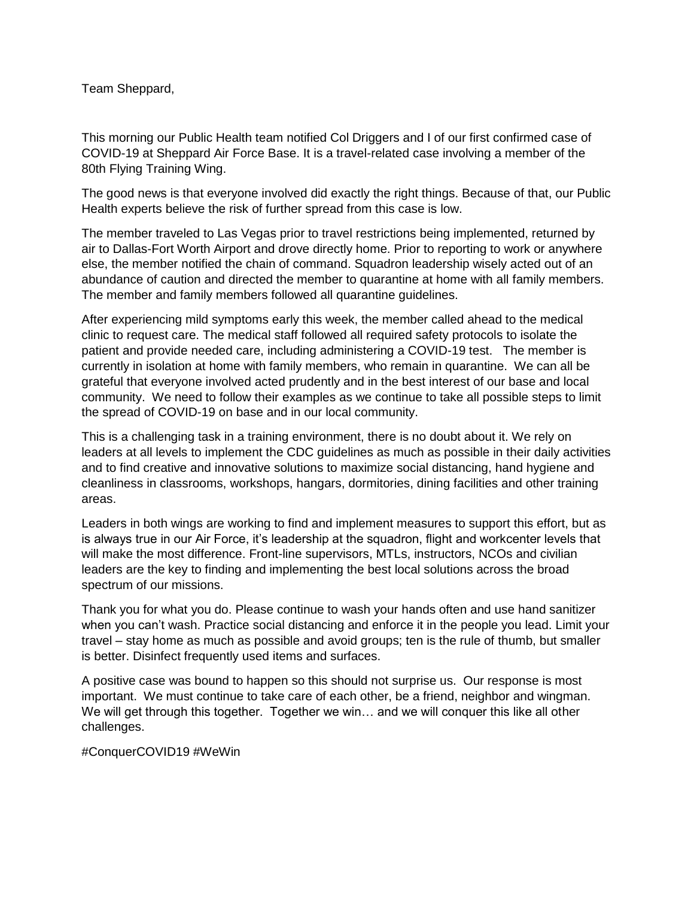Team Sheppard,

This morning our Public Health team notified Col Driggers and I of our first confirmed case of COVID-19 at Sheppard Air Force Base. It is a travel-related case involving a member of the 80th Flying Training Wing.

The good news is that everyone involved did exactly the right things. Because of that, our Public Health experts believe the risk of further spread from this case is low.

The member traveled to Las Vegas prior to travel restrictions being implemented, returned by air to Dallas-Fort Worth Airport and drove directly home. Prior to reporting to work or anywhere else, the member notified the chain of command. Squadron leadership wisely acted out of an abundance of caution and directed the member to quarantine at home with all family members. The member and family members followed all quarantine guidelines.

After experiencing mild symptoms early this week, the member called ahead to the medical clinic to request care. The medical staff followed all required safety protocols to isolate the patient and provide needed care, including administering a COVID-19 test. The member is currently in isolation at home with family members, who remain in quarantine. We can all be grateful that everyone involved acted prudently and in the best interest of our base and local community. We need to follow their examples as we continue to take all possible steps to limit the spread of COVID-19 on base and in our local community.

This is a challenging task in a training environment, there is no doubt about it. We rely on leaders at all levels to implement the CDC guidelines as much as possible in their daily activities and to find creative and innovative solutions to maximize social distancing, hand hygiene and cleanliness in classrooms, workshops, hangars, dormitories, dining facilities and other training areas.

Leaders in both wings are working to find and implement measures to support this effort, but as is always true in our Air Force, it's leadership at the squadron, flight and workcenter levels that will make the most difference. Front-line supervisors, MTLs, instructors, NCOs and civilian leaders are the key to finding and implementing the best local solutions across the broad spectrum of our missions.

Thank you for what you do. Please continue to wash your hands often and use hand sanitizer when you can't wash. Practice social distancing and enforce it in the people you lead. Limit your travel – stay home as much as possible and avoid groups; ten is the rule of thumb, but smaller is better. Disinfect frequently used items and surfaces.

A positive case was bound to happen so this should not surprise us. Our response is most important. We must continue to take care of each other, be a friend, neighbor and wingman. We will get through this together. Together we win… and we will conquer this like all other challenges.

#ConquerCOVID19 #WeWin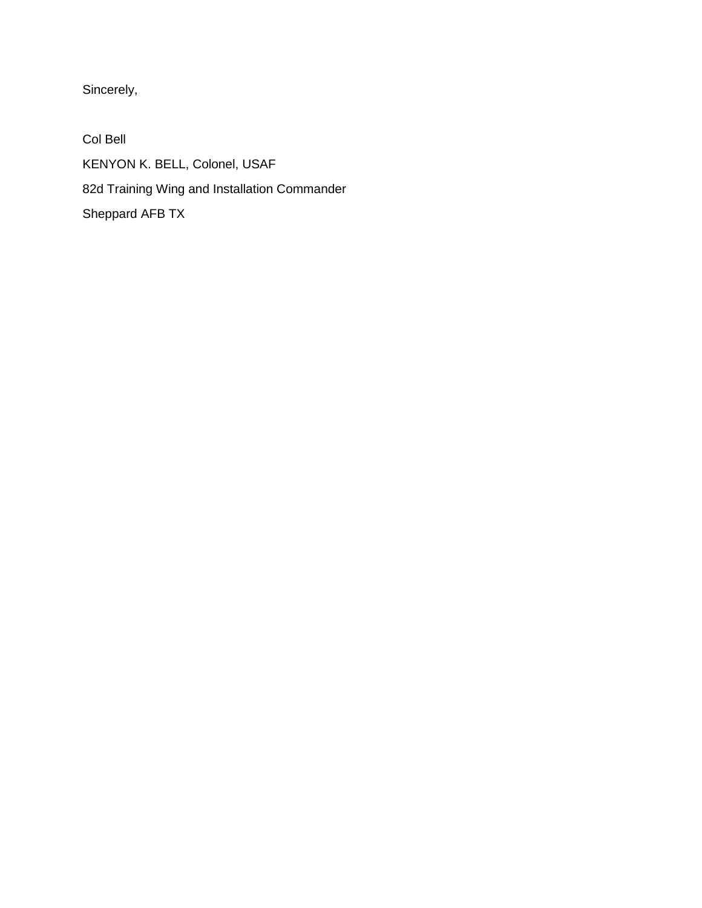Sincerely,

Col Bell

KENYON K. BELL, Colonel, USAF

82d Training Wing and Installation Commander

Sheppard AFB TX